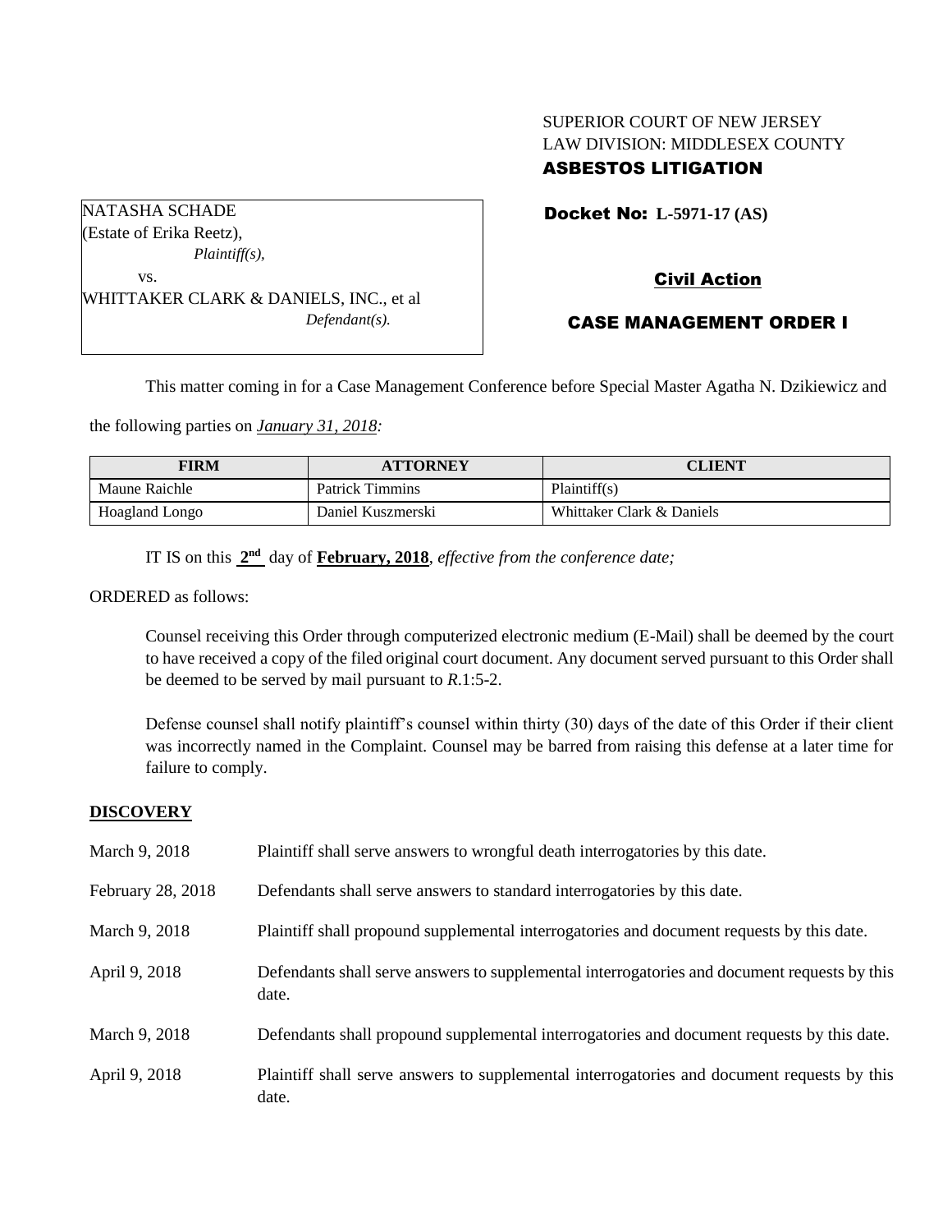SUPERIOR COURT OF NEW JERSEY
LAW DIVISION: MIDDLESEX COUNTY
**ASBESTOS LITIGATION**

NATASHA SCHADE
(Estate of Erika Reetz),
*Plaintiff(s),*
vs.
WHITTAKER CLARK & DANIELS, INC., et al
*Defendant(s).*

**Docket No: L-5971-17 (AS)**

**Civil Action**

**CASE MANAGEMENT ORDER I**

This matter coming in for a Case Management Conference before Special Master Agatha N. Dzikiewicz and the following parties on ***January 31, 2018:***

| FIRM | ATTORNEY | CLIENT |
| --- | --- | --- |
| Maune Raichle | Patrick Timmins | Plaintiff(s) |
| Hoagland Longo | Daniel Kuszmerski | Whittaker Clark & Daniels |

IT IS on this **2nd** day of **February, 2018**, *effective from the conference date;*

ORDERED as follows:

Counsel receiving this Order through computerized electronic medium (E-Mail) shall be deemed by the court to have received a copy of the filed original court document. Any document served pursuant to this Order shall be deemed to be served by mail pursuant to *R*.1:5-2.

Defense counsel shall notify plaintiff's counsel within thirty (30) days of the date of this Order if their client was incorrectly named in the Complaint. Counsel may be barred from raising this defense at a later time for failure to comply.

**DISCOVERY**

March 9, 2018 Plaintiff shall serve answers to wrongful death interrogatories by this date.

February 28, 2018 Defendants shall serve answers to standard interrogatories by this date.

March 9, 2018 Plaintiff shall propound supplemental interrogatories and document requests by this date.

April 9, 2018 Defendants shall serve answers to supplemental interrogatories and document requests by this date.

March 9, 2018 Defendants shall propound supplemental interrogatories and document requests by this date.

April 9, 2018 Plaintiff shall serve answers to supplemental interrogatories and document requests by this date.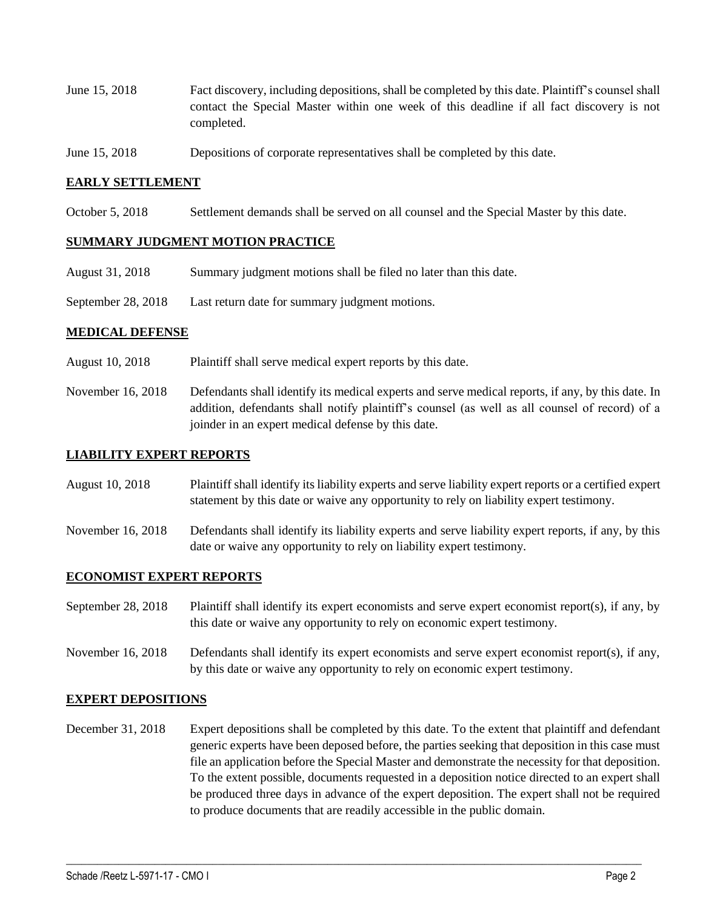June 15, 2018 Fact discovery, including depositions, shall be completed by this date. Plaintiff's counsel shall contact the Special Master within one week of this deadline if all fact discovery is not completed.

June 15, 2018 Depositions of corporate representatives shall be completed by this date.

**EARLY SETTLEMENT**

October 5, 2018 Settlement demands shall be served on all counsel and the Special Master by this date.

**SUMMARY JUDGMENT MOTION PRACTICE**

August 31, 2018 Summary judgment motions shall be filed no later than this date.

September 28, 2018 Last return date for summary judgment motions.

**MEDICAL DEFENSE**

August 10, 2018 Plaintiff shall serve medical expert reports by this date.

November 16, 2018 Defendants shall identify its medical experts and serve medical reports, if any, by this date. In addition, defendants shall notify plaintiff's counsel (as well as all counsel of record) of a joinder in an expert medical defense by this date.

**LIABILITY EXPERT REPORTS**

August 10, 2018 Plaintiff shall identify its liability experts and serve liability expert reports or a certified expert statement by this date or waive any opportunity to rely on liability expert testimony.

November 16, 2018 Defendants shall identify its liability experts and serve liability expert reports, if any, by this date or waive any opportunity to rely on liability expert testimony.

**ECONOMIST EXPERT REPORTS**

September 28, 2018 Plaintiff shall identify its expert economists and serve expert economist report(s), if any, by this date or waive any opportunity to rely on economic expert testimony.

November 16, 2018 Defendants shall identify its expert economists and serve expert economist report(s), if any, by this date or waive any opportunity to rely on economic expert testimony.

**EXPERT DEPOSITIONS**

December 31, 2018 Expert depositions shall be completed by this date. To the extent that plaintiff and defendant generic experts have been deposed before, the parties seeking that deposition in this case must file an application before the Special Master and demonstrate the necessity for that deposition. To the extent possible, documents requested in a deposition notice directed to an expert shall be produced three days in advance of the expert deposition. The expert shall not be required to produce documents that are readily accessible in the public domain.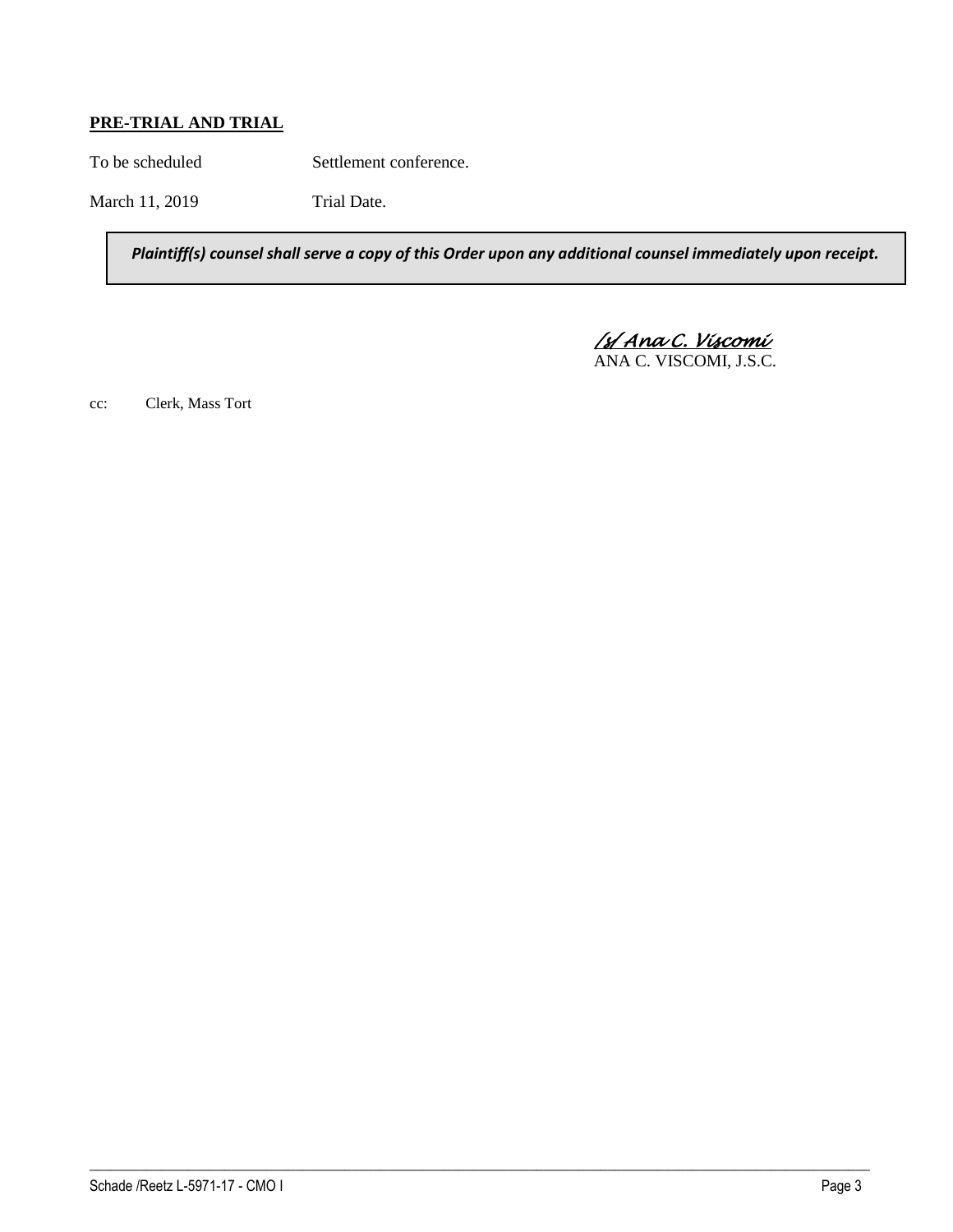**PRE-TRIAL AND TRIAL**

| | |
|---|---|
| To be scheduled | Settlement conference. |
| March 11, 2019 | Trial Date. |

***Plaintiff(s) counsel shall serve a copy of this Order upon any additional counsel immediately upon receipt.***

*/s/ Ana C. Viscomi*
ANA C. VISCOMI, J.S.C.

cc: Clerk, Mass Tort